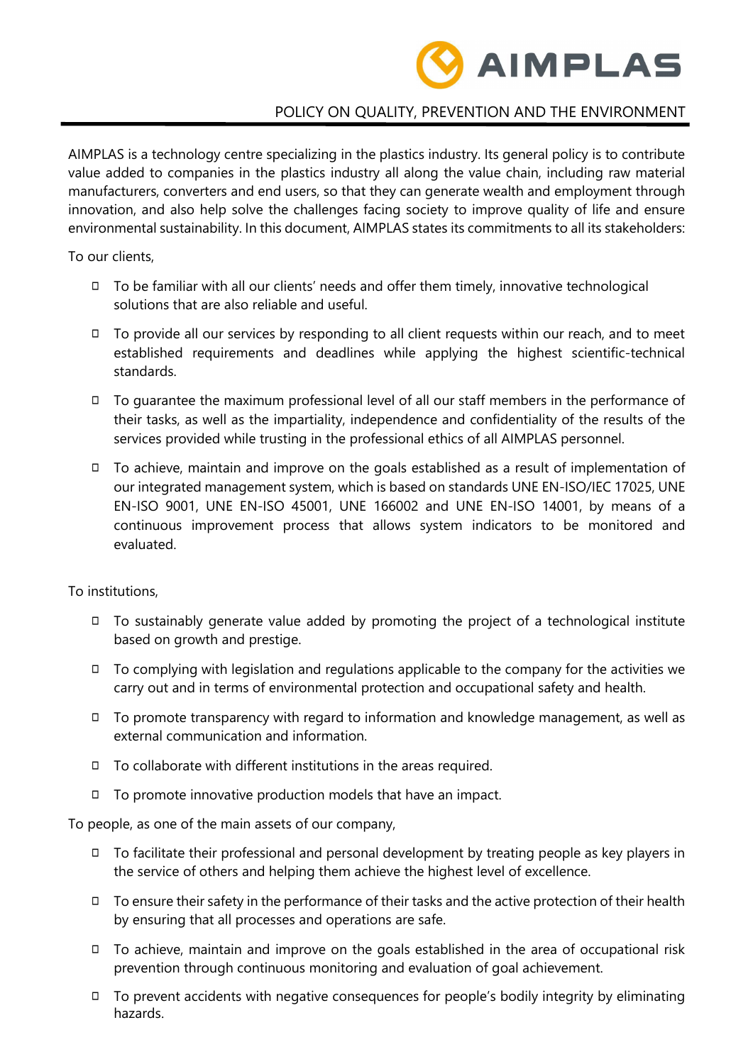# POLICY ON QUALITY, PREVENTION AND THE ENVIRONMENT

AIMPLAS is a technology centre specializing in the plastics industry. Its general policy is to contribute value added to companies in the plastics industry all along the value chain, including raw material manufacturers, converters and end users, so that they can generate wealth and employment through innovation, and also help solve the challenges facing society to improve quality of life and ensure environmental sustainability. In this document, AIMPLAS states its commitments to all its stakeholders:

To our clients,

- To be familiar with all our clients' needs and offer them timely, innovative technological solutions that are also reliable and useful.
- To provide all our services by responding to all client requests within our reach, and to meet established requirements and deadlines while applying the highest scientific-technical standards.
- To guarantee the maximum professional level of all our staff members in the performance of their tasks, as well as the impartiality, independence and confidentiality of the results of the services provided while trusting in the professional ethics of all AIMPLAS personnel.
- To achieve, maintain and improve on the goals established as a result of implementation of our integrated management system, which is based on standards UNE EN-ISO/IEC 17025, UNE EN-ISO 9001, UNE EN-ISO 45001, UNE 166002 and UNE EN-ISO 14001, by means of a continuous improvement process that allows system indicators to be monitored and evaluated.

To institutions,

- To sustainably generate value added by promoting the project of a technological institute based on growth and prestige.
- To complying with legislation and regulations applicable to the company for the activities we carry out and in terms of environmental protection and occupational safety and health.
- To promote transparency with regard to information and knowledge management, as well as external communication and information.
- To collaborate with different institutions in the areas required.
- To promote innovative production models that have an impact.

To people, as one of the main assets of our company,

- To facilitate their professional and personal development by treating people as key players in the service of others and helping them achieve the highest level of excellence.
- To ensure their safety in the performance of their tasks and the active protection of their health by ensuring that all processes and operations are safe.
- To achieve, maintain and improve on the goals established in the area of occupational risk prevention through continuous monitoring and evaluation of goal achievement.
- To prevent accidents with negative consequences for people's bodily integrity by eliminating hazards.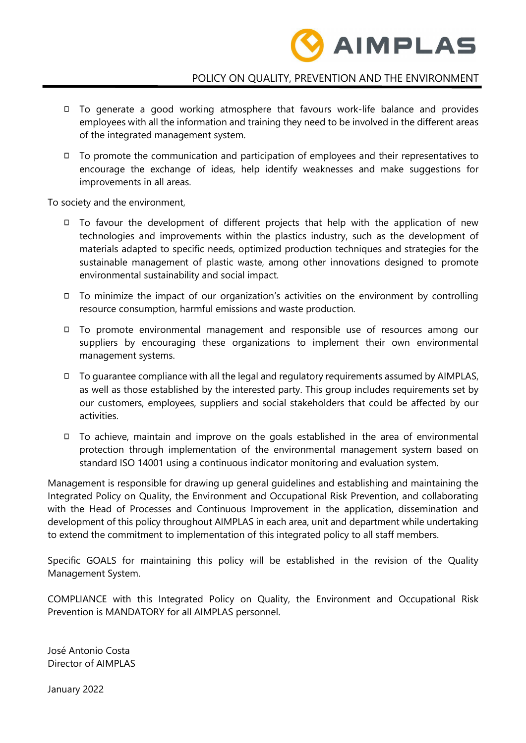- To generate a good working atmosphere that favours work-life balance and provides employees with all the information and training they need to be involved in the different areas of the integrated management system.

- To promote the communication and participation of employees and their representatives to encourage the exchange of ideas, help identify weaknesses and make suggestions for improvements in all areas.

To society and the environment,

- To favour the development of different projects that help with the application of new technologies and improvements within the plastics industry, such as the development of materials adapted to specific needs, optimized production techniques and strategies for the sustainable management of plastic waste, among other innovations designed to promote environmental sustainability and social impact.

- To minimize the impact of our organization's activities on the environment by controlling resource consumption, harmful emissions and waste production.

- To promote environmental management and responsible use of resources among our suppliers by encouraging these organizations to implement their own environmental management systems.

- To guarantee compliance with all the legal and regulatory requirements assumed by AIMPLAS, as well as those established by the interested party. This group includes requirements set by our customers, employees, suppliers and social stakeholders that could be affected by our activities.

- To achieve, maintain and improve on the goals established in the area of environmental protection through implementation of the environmental management system based on standard ISO 14001 using a continuous indicator monitoring and evaluation system.

Management is responsible for drawing up general guidelines and establishing and maintaining the Integrated Policy on Quality, the Environment and Occupational Risk Prevention, and collaborating with the Head of Processes and Continuous Improvement in the application, dissemination and development of this policy throughout AIMPLAS in each area, unit and department while undertaking to extend the commitment to implementation of this integrated policy to all staff members.

Specific GOALS for maintaining this policy will be established in the revision of the Quality Management System.

COMPLIANCE with this Integrated Policy on Quality, the Environment and Occupational Risk Prevention is MANDATORY for all AIMPLAS personnel.

José Antonio Costa
Director of AIMPLAS

January 2022